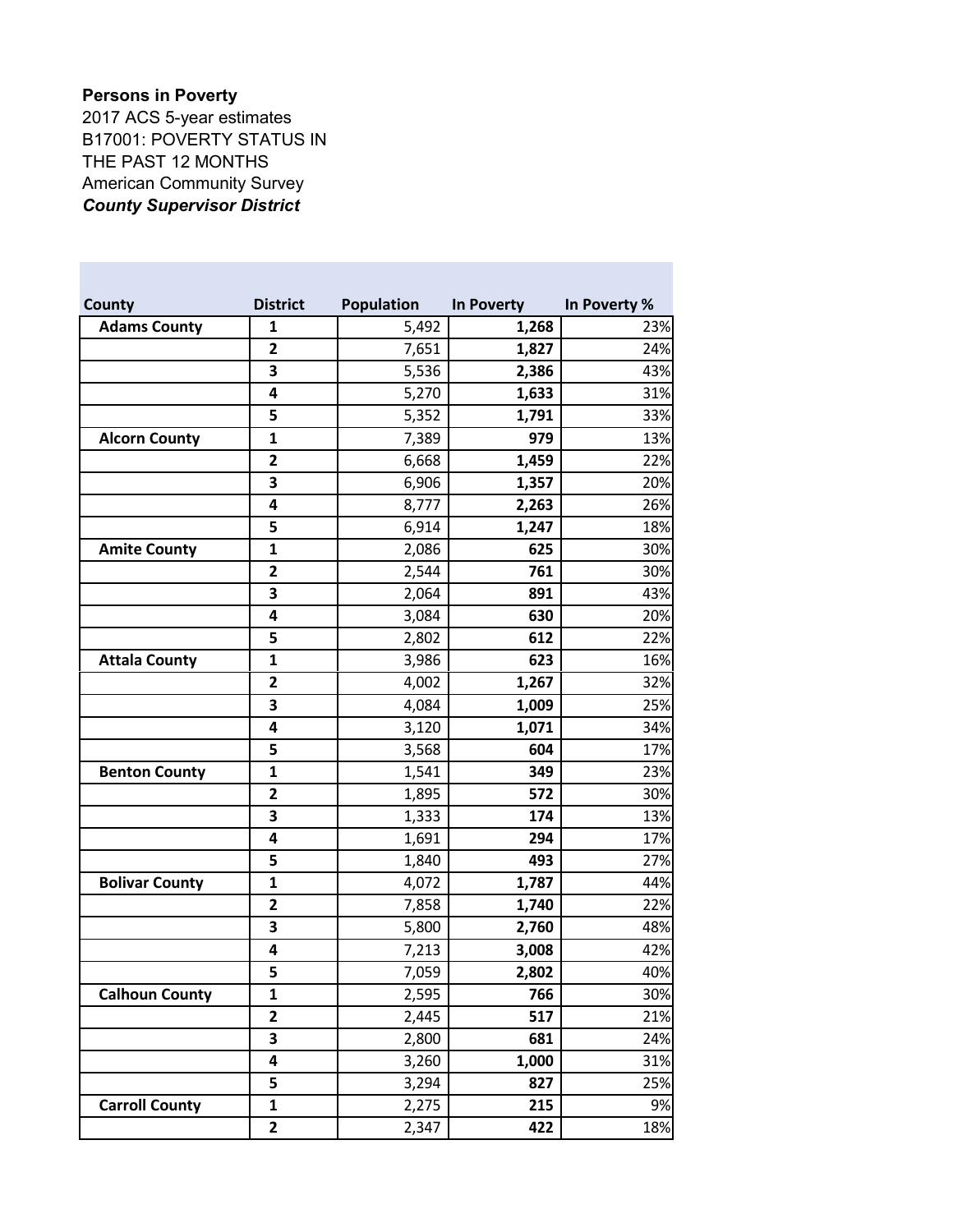**Persons in Poverty**

2017 ACS 5-year estimates

B17001: POVERTY STATUS IN THE PAST 12 MONTHS

American Community Survey

***County Supervisor District***

| County | District | Population | In Poverty | In Poverty % |
|---|---|---|---|---|
| **Adams County** | **1** | 5,492 | **1,268** | 23% |
| | **2** | 7,651 | **1,827** | 24% |
| | **3** | 5,536 | **2,386** | 43% |
| | **4** | 5,270 | **1,633** | 31% |
| | **5** | 5,352 | **1,791** | 33% |
| **Alcorn County** | **1** | 7,389 | **979** | 13% |
| | **2** | 6,668 | **1,459** | 22% |
| | **3** | 6,906 | **1,357** | 20% |
| | **4** | 8,777 | **2,263** | 26% |
| | **5** | 6,914 | **1,247** | 18% |
| **Amite County** | **1** | 2,086 | **625** | 30% |
| | **2** | 2,544 | **761** | 30% |
| | **3** | 2,064 | **891** | 43% |
| | **4** | 3,084 | **630** | 20% |
| | **5** | 2,802 | **612** | 22% |
| **Attala County** | **1** | 3,986 | **623** | 16% |
| | **2** | 4,002 | **1,267** | 32% |
| | **3** | 4,084 | **1,009** | 25% |
| | **4** | 3,120 | **1,071** | 34% |
| | **5** | 3,568 | **604** | 17% |
| **Benton County** | **1** | 1,541 | **349** | 23% |
| | **2** | 1,895 | **572** | 30% |
| | **3** | 1,333 | **174** | 13% |
| | **4** | 1,691 | **294** | 17% |
| | **5** | 1,840 | **493** | 27% |
| **Bolivar County** | **1** | 4,072 | **1,787** | 44% |
| | **2** | 7,858 | **1,740** | 22% |
| | **3** | 5,800 | **2,760** | 48% |
| | **4** | 7,213 | **3,008** | 42% |
| | **5** | 7,059 | **2,802** | 40% |
| **Calhoun County** | **1** | 2,595 | **766** | 30% |
| | **2** | 2,445 | **517** | 21% |
| | **3** | 2,800 | **681** | 24% |
| | **4** | 3,260 | **1,000** | 31% |
| | **5** | 3,294 | **827** | 25% |
| **Carroll County** | **1** | 2,275 | **215** | 9% |
| | **2** | 2,347 | **422** | 18% |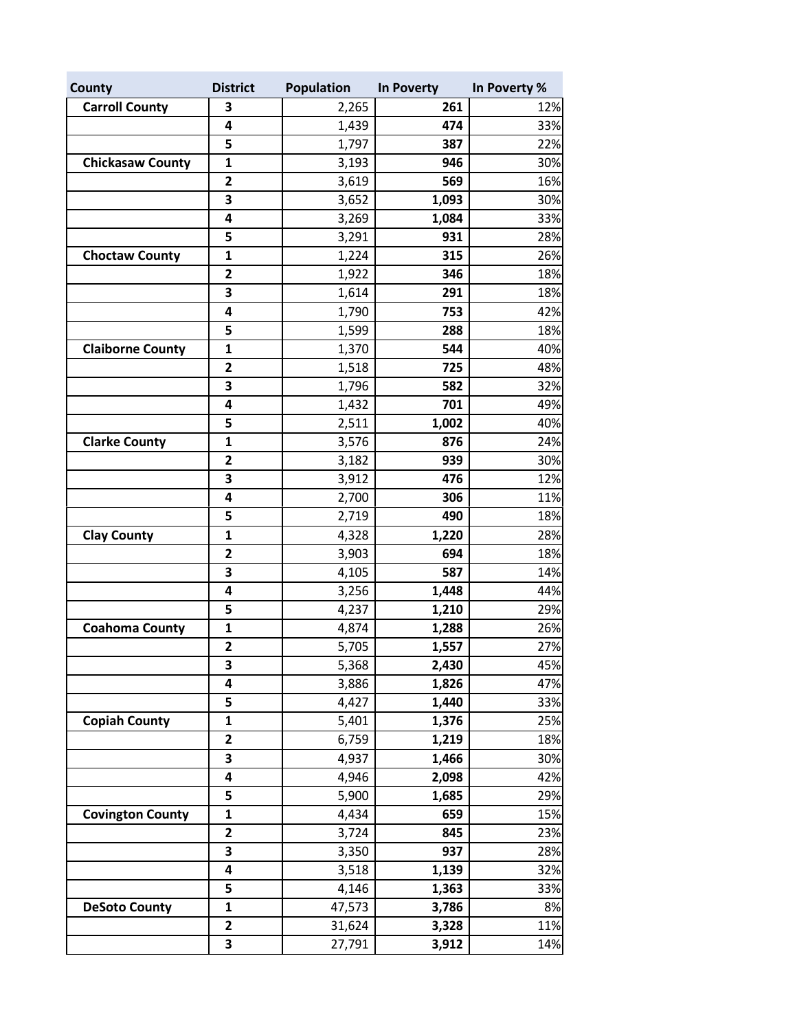| County | District | Population | In Poverty | In Poverty % |
|---|---|---|---|---|
| **Carroll County** | **3** | 2,265 | **261** | 12% |
| | **4** | 1,439 | **474** | 33% |
| | **5** | 1,797 | **387** | 22% |
| **Chickasaw County** | **1** | 3,193 | **946** | 30% |
| | **2** | 3,619 | **569** | 16% |
| | **3** | 3,652 | **1,093** | 30% |
| | **4** | 3,269 | **1,084** | 33% |
| | **5** | 3,291 | **931** | 28% |
| **Choctaw County** | **1** | 1,224 | **315** | 26% |
| | **2** | 1,922 | **346** | 18% |
| | **3** | 1,614 | **291** | 18% |
| | **4** | 1,790 | **753** | 42% |
| | **5** | 1,599 | **288** | 18% |
| **Claiborne County** | **1** | 1,370 | **544** | 40% |
| | **2** | 1,518 | **725** | 48% |
| | **3** | 1,796 | **582** | 32% |
| | **4** | 1,432 | **701** | 49% |
| | **5** | 2,511 | **1,002** | 40% |
| **Clarke County** | **1** | 3,576 | **876** | 24% |
| | **2** | 3,182 | **939** | 30% |
| | **3** | 3,912 | **476** | 12% |
| | **4** | 2,700 | **306** | 11% |
| | **5** | 2,719 | **490** | 18% |
| **Clay County** | **1** | 4,328 | **1,220** | 28% |
| | **2** | 3,903 | **694** | 18% |
| | **3** | 4,105 | **587** | 14% |
| | **4** | 3,256 | **1,448** | 44% |
| | **5** | 4,237 | **1,210** | 29% |
| **Coahoma County** | **1** | 4,874 | **1,288** | 26% |
| | **2** | 5,705 | **1,557** | 27% |
| | **3** | 5,368 | **2,430** | 45% |
| | **4** | 3,886 | **1,826** | 47% |
| | **5** | 4,427 | **1,440** | 33% |
| **Copiah County** | **1** | 5,401 | **1,376** | 25% |
| | **2** | 6,759 | **1,219** | 18% |
| | **3** | 4,937 | **1,466** | 30% |
| | **4** | 4,946 | **2,098** | 42% |
| | **5** | 5,900 | **1,685** | 29% |
| **Covington County** | **1** | 4,434 | **659** | 15% |
| | **2** | 3,724 | **845** | 23% |
| | **3** | 3,350 | **937** | 28% |
| | **4** | 3,518 | **1,139** | 32% |
| | **5** | 4,146 | **1,363** | 33% |
| **DeSoto County** | **1** | 47,573 | **3,786** | 8% |
| | **2** | 31,624 | **3,328** | 11% |
| | **3** | 27,791 | **3,912** | 14% |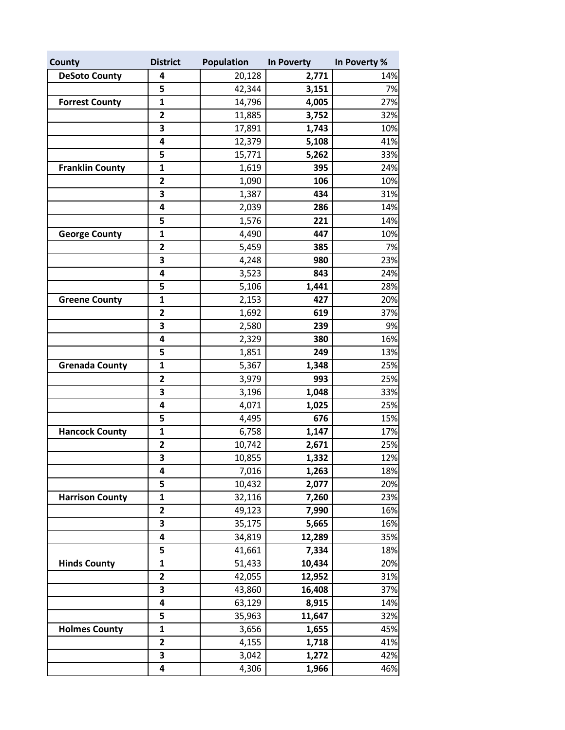| County | District | Population | In Poverty | In Poverty % |
|---|---|---|---|---|
| **DeSoto County** | **4** | 20,128 | **2,771** | 14% |
| | **5** | 42,344 | **3,151** | 7% |
| **Forrest County** | **1** | 14,796 | **4,005** | 27% |
| | **2** | 11,885 | **3,752** | 32% |
| | **3** | 17,891 | **1,743** | 10% |
| | **4** | 12,379 | **5,108** | 41% |
| | **5** | 15,771 | **5,262** | 33% |
| **Franklin County** | **1** | 1,619 | **395** | 24% |
| | **2** | 1,090 | **106** | 10% |
| | **3** | 1,387 | **434** | 31% |
| | **4** | 2,039 | **286** | 14% |
| | **5** | 1,576 | **221** | 14% |
| **George County** | **1** | 4,490 | **447** | 10% |
| | **2** | 5,459 | **385** | 7% |
| | **3** | 4,248 | **980** | 23% |
| | **4** | 3,523 | **843** | 24% |
| | **5** | 5,106 | **1,441** | 28% |
| **Greene County** | **1** | 2,153 | **427** | 20% |
| | **2** | 1,692 | **619** | 37% |
| | **3** | 2,580 | **239** | 9% |
| | **4** | 2,329 | **380** | 16% |
| | **5** | 1,851 | **249** | 13% |
| **Grenada County** | **1** | 5,367 | **1,348** | 25% |
| | **2** | 3,979 | **993** | 25% |
| | **3** | 3,196 | **1,048** | 33% |
| | **4** | 4,071 | **1,025** | 25% |
| | **5** | 4,495 | **676** | 15% |
| **Hancock County** | **1** | 6,758 | **1,147** | 17% |
| | **2** | 10,742 | **2,671** | 25% |
| | **3** | 10,855 | **1,332** | 12% |
| | **4** | 7,016 | **1,263** | 18% |
| | **5** | 10,432 | **2,077** | 20% |
| **Harrison County** | **1** | 32,116 | **7,260** | 23% |
| | **2** | 49,123 | **7,990** | 16% |
| | **3** | 35,175 | **5,665** | 16% |
| | **4** | 34,819 | **12,289** | 35% |
| | **5** | 41,661 | **7,334** | 18% |
| **Hinds County** | **1** | 51,433 | **10,434** | 20% |
| | **2** | 42,055 | **12,952** | 31% |
| | **3** | 43,860 | **16,408** | 37% |
| | **4** | 63,129 | **8,915** | 14% |
| | **5** | 35,963 | **11,647** | 32% |
| **Holmes County** | **1** | 3,656 | **1,655** | 45% |
| | **2** | 4,155 | **1,718** | 41% |
| | **3** | 3,042 | **1,272** | 42% |
| | **4** | 4,306 | **1,966** | 46% |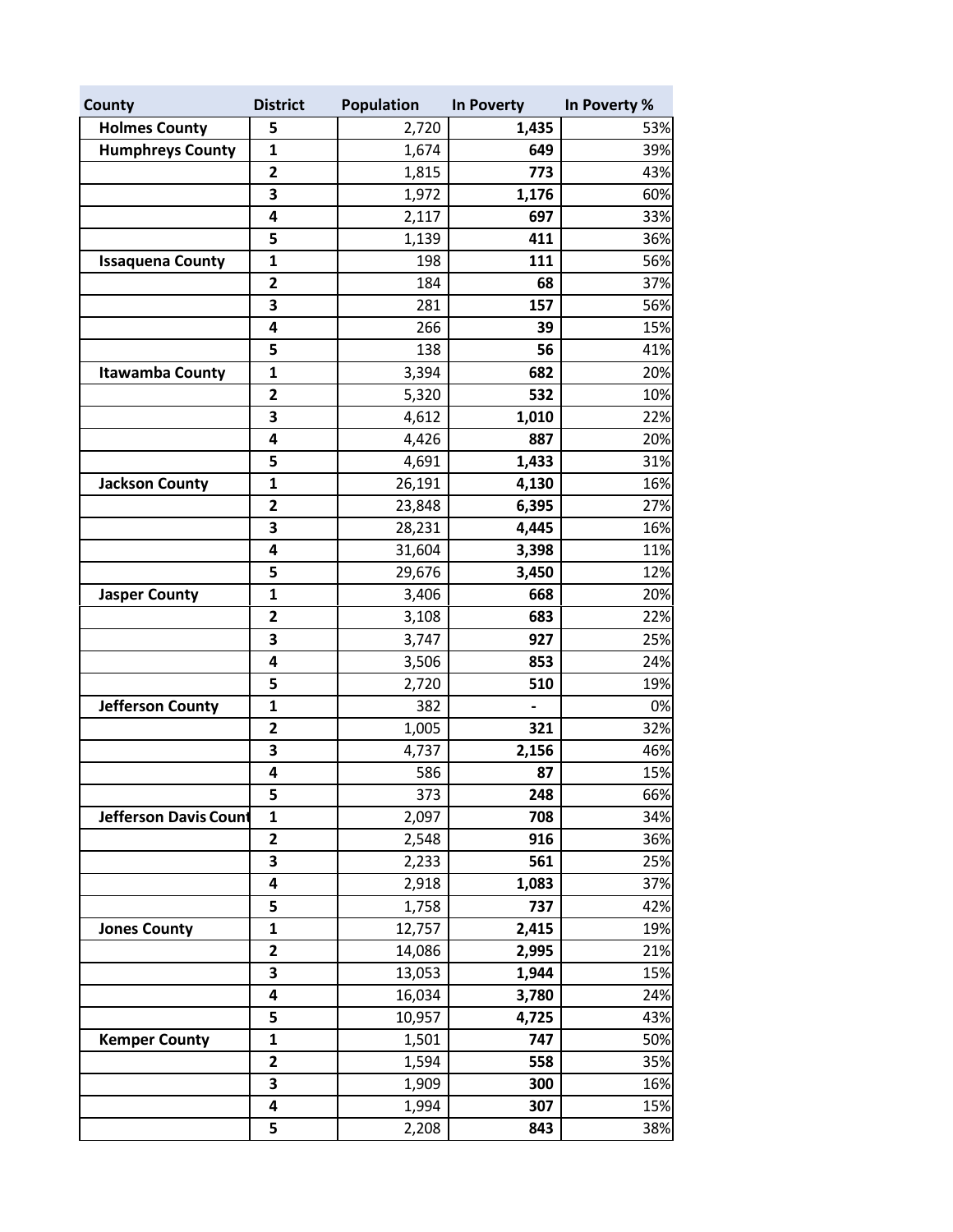| County | District | Population | In Poverty | In Poverty % |
|---|---|---|---|---|
| **Holmes County** | **5** | 2,720 | **1,435** | 53% |
| **Humphreys County** | **1** | 1,674 | **649** | 39% |
| | **2** | 1,815 | **773** | 43% |
| | **3** | 1,972 | **1,176** | 60% |
| | **4** | 2,117 | **697** | 33% |
| | **5** | 1,139 | **411** | 36% |
| **Issaquena County** | **1** | 198 | **111** | 56% |
| | **2** | 184 | **68** | 37% |
| | **3** | 281 | **157** | 56% |
| | **4** | 266 | **39** | 15% |
| | **5** | 138 | **56** | 41% |
| **Itawamba County** | **1** | 3,394 | **682** | 20% |
| | **2** | 5,320 | **532** | 10% |
| | **3** | 4,612 | **1,010** | 22% |
| | **4** | 4,426 | **887** | 20% |
| | **5** | 4,691 | **1,433** | 31% |
| **Jackson County** | **1** | 26,191 | **4,130** | 16% |
| | **2** | 23,848 | **6,395** | 27% |
| | **3** | 28,231 | **4,445** | 16% |
| | **4** | 31,604 | **3,398** | 11% |
| | **5** | 29,676 | **3,450** | 12% |
| **Jasper County** | **1** | 3,406 | **668** | 20% |
| | **2** | 3,108 | **683** | 22% |
| | **3** | 3,747 | **927** | 25% |
| | **4** | 3,506 | **853** | 24% |
| | **5** | 2,720 | **510** | 19% |
| **Jefferson County** | **1** | 382 | **-** | 0% |
| | **2** | 1,005 | **321** | 32% |
| | **3** | 4,737 | **2,156** | 46% |
| | **4** | 586 | **87** | 15% |
| | **5** | 373 | **248** | 66% |
| **Jefferson Davis Count** | **1** | 2,097 | **708** | 34% |
| | **2** | 2,548 | **916** | 36% |
| | **3** | 2,233 | **561** | 25% |
| | **4** | 2,918 | **1,083** | 37% |
| | **5** | 1,758 | **737** | 42% |
| **Jones County** | **1** | 12,757 | **2,415** | 19% |
| | **2** | 14,086 | **2,995** | 21% |
| | **3** | 13,053 | **1,944** | 15% |
| | **4** | 16,034 | **3,780** | 24% |
| | **5** | 10,957 | **4,725** | 43% |
| **Kemper County** | **1** | 1,501 | **747** | 50% |
| | **2** | 1,594 | **558** | 35% |
| | **3** | 1,909 | **300** | 16% |
| | **4** | 1,994 | **307** | 15% |
| | **5** | 2,208 | **843** | 38% |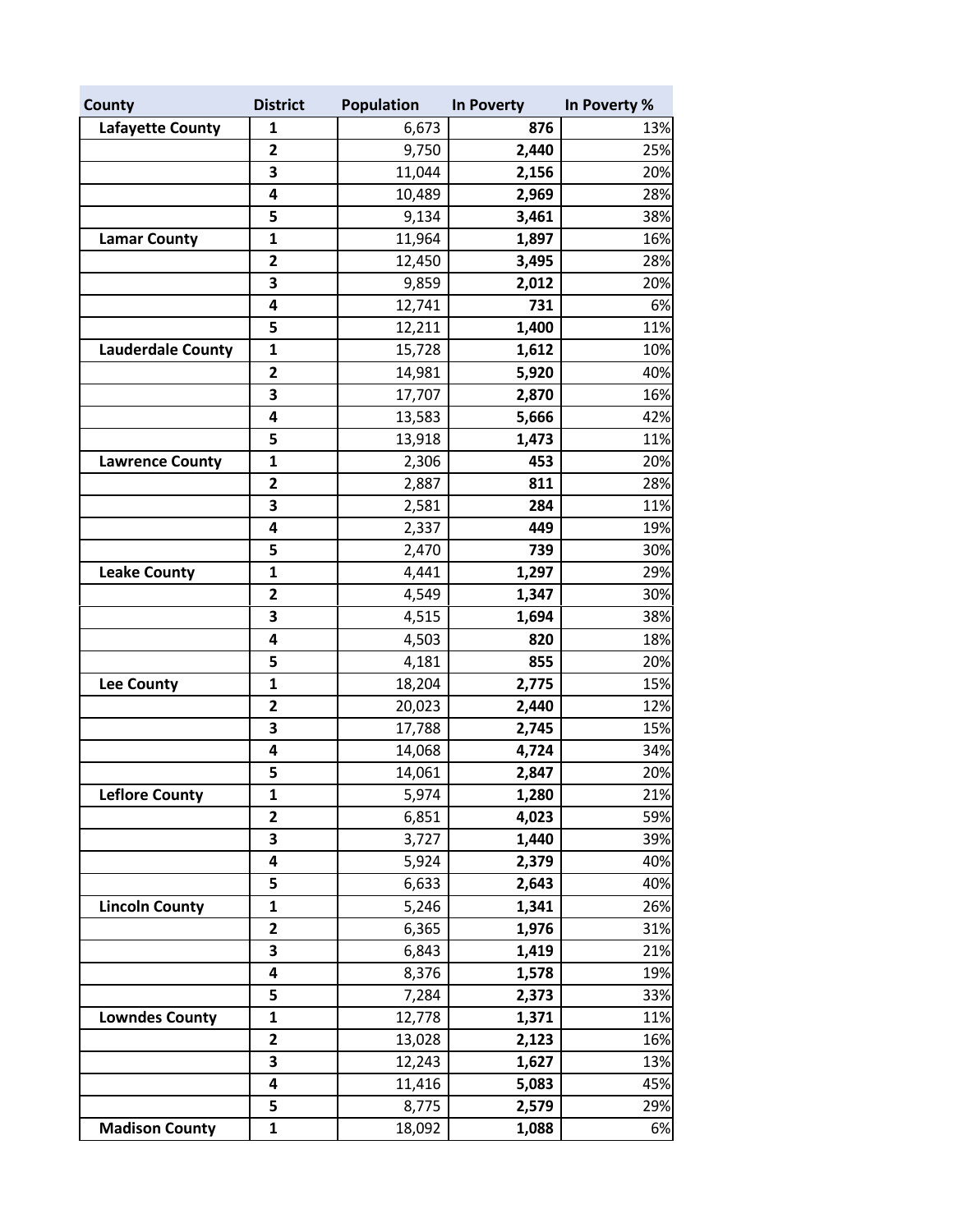| County | District | Population | In Poverty | In Poverty % |
|---|---|---|---|---|
| **Lafayette County** | **1** | 6,673 | **876** | 13% |
| | **2** | 9,750 | **2,440** | 25% |
| | **3** | 11,044 | **2,156** | 20% |
| | **4** | 10,489 | **2,969** | 28% |
| | **5** | 9,134 | **3,461** | 38% |
| **Lamar County** | **1** | 11,964 | **1,897** | 16% |
| | **2** | 12,450 | **3,495** | 28% |
| | **3** | 9,859 | **2,012** | 20% |
| | **4** | 12,741 | **731** | 6% |
| | **5** | 12,211 | **1,400** | 11% |
| **Lauderdale County** | **1** | 15,728 | **1,612** | 10% |
| | **2** | 14,981 | **5,920** | 40% |
| | **3** | 17,707 | **2,870** | 16% |
| | **4** | 13,583 | **5,666** | 42% |
| | **5** | 13,918 | **1,473** | 11% |
| **Lawrence County** | **1** | 2,306 | **453** | 20% |
| | **2** | 2,887 | **811** | 28% |
| | **3** | 2,581 | **284** | 11% |
| | **4** | 2,337 | **449** | 19% |
| | **5** | 2,470 | **739** | 30% |
| **Leake County** | **1** | 4,441 | **1,297** | 29% |
| | **2** | 4,549 | **1,347** | 30% |
| | **3** | 4,515 | **1,694** | 38% |
| | **4** | 4,503 | **820** | 18% |
| | **5** | 4,181 | **855** | 20% |
| **Lee County** | **1** | 18,204 | **2,775** | 15% |
| | **2** | 20,023 | **2,440** | 12% |
| | **3** | 17,788 | **2,745** | 15% |
| | **4** | 14,068 | **4,724** | 34% |
| | **5** | 14,061 | **2,847** | 20% |
| **Leflore County** | **1** | 5,974 | **1,280** | 21% |
| | **2** | 6,851 | **4,023** | 59% |
| | **3** | 3,727 | **1,440** | 39% |
| | **4** | 5,924 | **2,379** | 40% |
| | **5** | 6,633 | **2,643** | 40% |
| **Lincoln County** | **1** | 5,246 | **1,341** | 26% |
| | **2** | 6,365 | **1,976** | 31% |
| | **3** | 6,843 | **1,419** | 21% |
| | **4** | 8,376 | **1,578** | 19% |
| | **5** | 7,284 | **2,373** | 33% |
| **Lowndes County** | **1** | 12,778 | **1,371** | 11% |
| | **2** | 13,028 | **2,123** | 16% |
| | **3** | 12,243 | **1,627** | 13% |
| | **4** | 11,416 | **5,083** | 45% |
| | **5** | 8,775 | **2,579** | 29% |
| **Madison County** | **1** | 18,092 | **1,088** | 6% |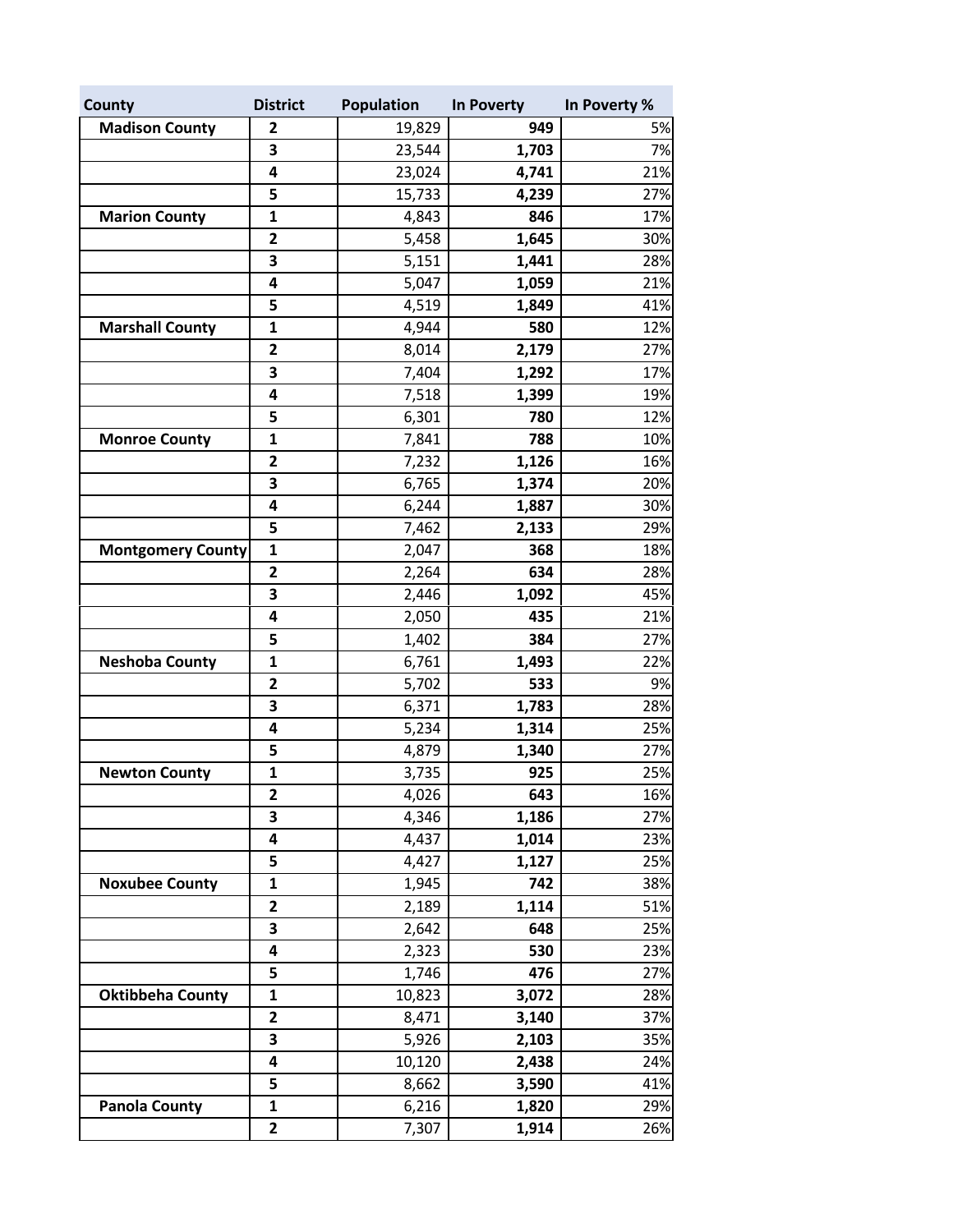| County | District | Population | In Poverty | In Poverty % |
|---|---|---|---|---|
| **Madison County** | **2** | 19,829 | **949** | 5% |
| | **3** | 23,544 | **1,703** | 7% |
| | **4** | 23,024 | **4,741** | 21% |
| | **5** | 15,733 | **4,239** | 27% |
| **Marion County** | **1** | 4,843 | **846** | 17% |
| | **2** | 5,458 | **1,645** | 30% |
| | **3** | 5,151 | **1,441** | 28% |
| | **4** | 5,047 | **1,059** | 21% |
| | **5** | 4,519 | **1,849** | 41% |
| **Marshall County** | **1** | 4,944 | **580** | 12% |
| | **2** | 8,014 | **2,179** | 27% |
| | **3** | 7,404 | **1,292** | 17% |
| | **4** | 7,518 | **1,399** | 19% |
| | **5** | 6,301 | **780** | 12% |
| **Monroe County** | **1** | 7,841 | **788** | 10% |
| | **2** | 7,232 | **1,126** | 16% |
| | **3** | 6,765 | **1,374** | 20% |
| | **4** | 6,244 | **1,887** | 30% |
| | **5** | 7,462 | **2,133** | 29% |
| **Montgomery County** | **1** | 2,047 | **368** | 18% |
| | **2** | 2,264 | **634** | 28% |
| | **3** | 2,446 | **1,092** | 45% |
| | **4** | 2,050 | **435** | 21% |
| | **5** | 1,402 | **384** | 27% |
| **Neshoba County** | **1** | 6,761 | **1,493** | 22% |
| | **2** | 5,702 | **533** | 9% |
| | **3** | 6,371 | **1,783** | 28% |
| | **4** | 5,234 | **1,314** | 25% |
| | **5** | 4,879 | **1,340** | 27% |
| **Newton County** | **1** | 3,735 | **925** | 25% |
| | **2** | 4,026 | **643** | 16% |
| | **3** | 4,346 | **1,186** | 27% |
| | **4** | 4,437 | **1,014** | 23% |
| | **5** | 4,427 | **1,127** | 25% |
| **Noxubee County** | **1** | 1,945 | **742** | 38% |
| | **2** | 2,189 | **1,114** | 51% |
| | **3** | 2,642 | **648** | 25% |
| | **4** | 2,323 | **530** | 23% |
| | **5** | 1,746 | **476** | 27% |
| **Oktibbeha County** | **1** | 10,823 | **3,072** | 28% |
| | **2** | 8,471 | **3,140** | 37% |
| | **3** | 5,926 | **2,103** | 35% |
| | **4** | 10,120 | **2,438** | 24% |
| | **5** | 8,662 | **3,590** | 41% |
| **Panola County** | **1** | 6,216 | **1,820** | 29% |
| | **2** | 7,307 | **1,914** | 26% |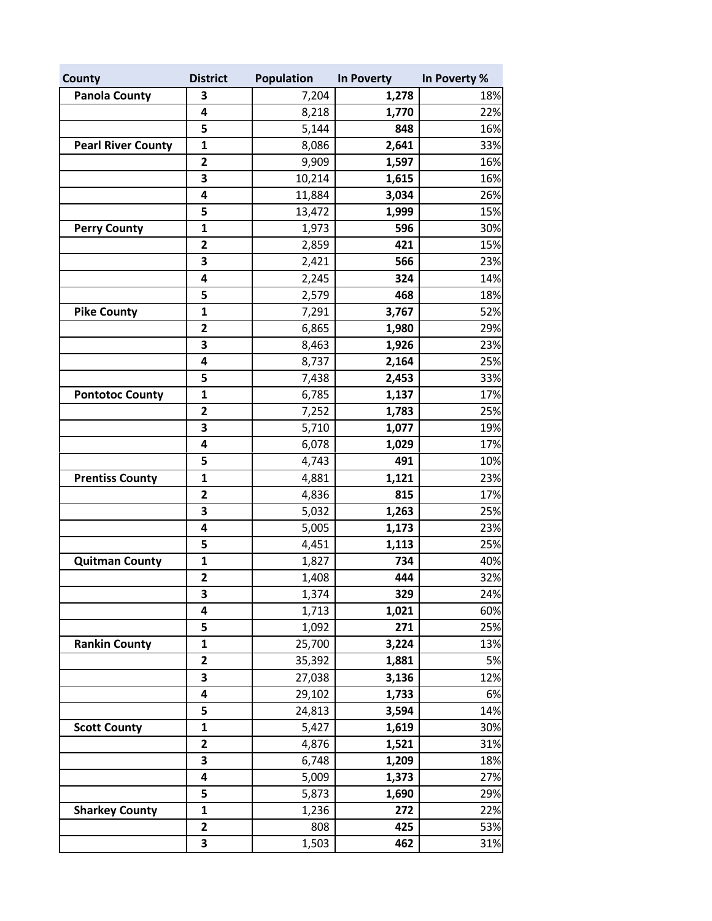| County | District | Population | In Poverty | In Poverty % |
|---|---|---|---|---|
| **Panola County** | **3** | 7,204 | **1,278** | 18% |
| | **4** | 8,218 | **1,770** | 22% |
| | **5** | 5,144 | **848** | 16% |
| **Pearl River County** | **1** | 8,086 | **2,641** | 33% |
| | **2** | 9,909 | **1,597** | 16% |
| | **3** | 10,214 | **1,615** | 16% |
| | **4** | 11,884 | **3,034** | 26% |
| | **5** | 13,472 | **1,999** | 15% |
| **Perry County** | **1** | 1,973 | **596** | 30% |
| | **2** | 2,859 | **421** | 15% |
| | **3** | 2,421 | **566** | 23% |
| | **4** | 2,245 | **324** | 14% |
| | **5** | 2,579 | **468** | 18% |
| **Pike County** | **1** | 7,291 | **3,767** | 52% |
| | **2** | 6,865 | **1,980** | 29% |
| | **3** | 8,463 | **1,926** | 23% |
| | **4** | 8,737 | **2,164** | 25% |
| | **5** | 7,438 | **2,453** | 33% |
| **Pontotoc County** | **1** | 6,785 | **1,137** | 17% |
| | **2** | 7,252 | **1,783** | 25% |
| | **3** | 5,710 | **1,077** | 19% |
| | **4** | 6,078 | **1,029** | 17% |
| | **5** | 4,743 | **491** | 10% |
| **Prentiss County** | **1** | 4,881 | **1,121** | 23% |
| | **2** | 4,836 | **815** | 17% |
| | **3** | 5,032 | **1,263** | 25% |
| | **4** | 5,005 | **1,173** | 23% |
| | **5** | 4,451 | **1,113** | 25% |
| **Quitman County** | **1** | 1,827 | **734** | 40% |
| | **2** | 1,408 | **444** | 32% |
| | **3** | 1,374 | **329** | 24% |
| | **4** | 1,713 | **1,021** | 60% |
| | **5** | 1,092 | **271** | 25% |
| **Rankin County** | **1** | 25,700 | **3,224** | 13% |
| | **2** | 35,392 | **1,881** | 5% |
| | **3** | 27,038 | **3,136** | 12% |
| | **4** | 29,102 | **1,733** | 6% |
| | **5** | 24,813 | **3,594** | 14% |
| **Scott County** | **1** | 5,427 | **1,619** | 30% |
| | **2** | 4,876 | **1,521** | 31% |
| | **3** | 6,748 | **1,209** | 18% |
| | **4** | 5,009 | **1,373** | 27% |
| | **5** | 5,873 | **1,690** | 29% |
| **Sharkey County** | **1** | 1,236 | **272** | 22% |
| | **2** | 808 | **425** | 53% |
| | **3** | 1,503 | **462** | 31% |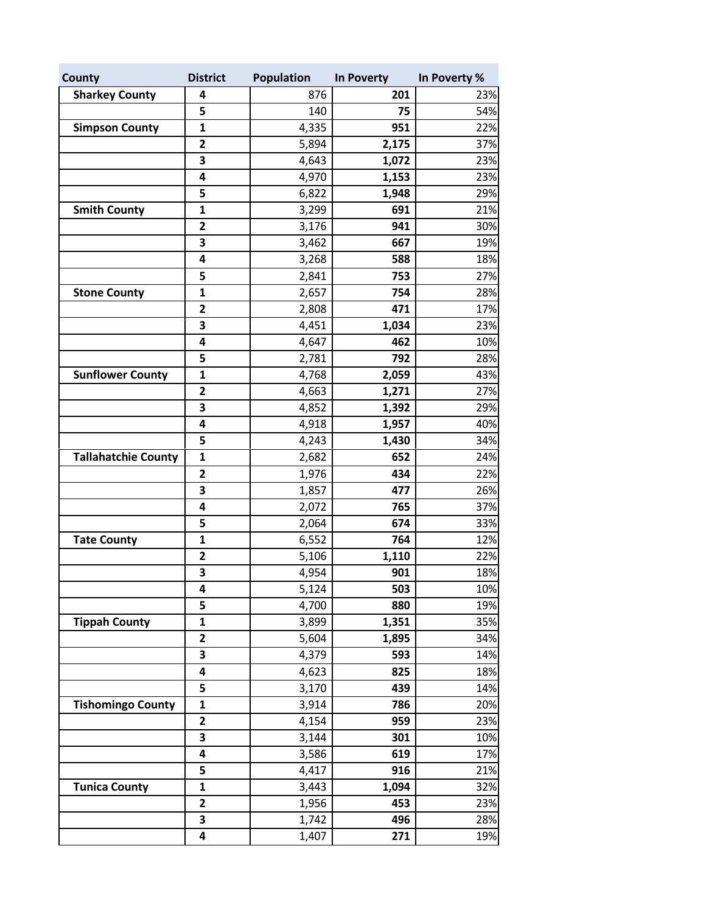| County | District | Population | In Poverty | In Poverty % |
|---|---|---|---|---|
| **Sharkey County** | **4** | 876 | **201** | 23% |
| | **5** | 140 | **75** | 54% |
| **Simpson County** | **1** | 4,335 | **951** | 22% |
| | **2** | 5,894 | **2,175** | 37% |
| | **3** | 4,643 | **1,072** | 23% |
| | **4** | 4,970 | **1,153** | 23% |
| | **5** | 6,822 | **1,948** | 29% |
| **Smith County** | **1** | 3,299 | **691** | 21% |
| | **2** | 3,176 | **941** | 30% |
| | **3** | 3,462 | **667** | 19% |
| | **4** | 3,268 | **588** | 18% |
| | **5** | 2,841 | **753** | 27% |
| **Stone County** | **1** | 2,657 | **754** | 28% |
| | **2** | 2,808 | **471** | 17% |
| | **3** | 4,451 | **1,034** | 23% |
| | **4** | 4,647 | **462** | 10% |
| | **5** | 2,781 | **792** | 28% |
| **Sunflower County** | **1** | 4,768 | **2,059** | 43% |
| | **2** | 4,663 | **1,271** | 27% |
| | **3** | 4,852 | **1,392** | 29% |
| | **4** | 4,918 | **1,957** | 40% |
| | **5** | 4,243 | **1,430** | 34% |
| **Tallahatchie County** | **1** | 2,682 | **652** | 24% |
| | **2** | 1,976 | **434** | 22% |
| | **3** | 1,857 | **477** | 26% |
| | **4** | 2,072 | **765** | 37% |
| | **5** | 2,064 | **674** | 33% |
| **Tate County** | **1** | 6,552 | **764** | 12% |
| | **2** | 5,106 | **1,110** | 22% |
| | **3** | 4,954 | **901** | 18% |
| | **4** | 5,124 | **503** | 10% |
| | **5** | 4,700 | **880** | 19% |
| **Tippah County** | **1** | 3,899 | **1,351** | 35% |
| | **2** | 5,604 | **1,895** | 34% |
| | **3** | 4,379 | **593** | 14% |
| | **4** | 4,623 | **825** | 18% |
| | **5** | 3,170 | **439** | 14% |
| **Tishomingo County** | **1** | 3,914 | **786** | 20% |
| | **2** | 4,154 | **959** | 23% |
| | **3** | 3,144 | **301** | 10% |
| | **4** | 3,586 | **619** | 17% |
| | **5** | 4,417 | **916** | 21% |
| **Tunica County** | **1** | 3,443 | **1,094** | 32% |
| | **2** | 1,956 | **453** | 23% |
| | **3** | 1,742 | **496** | 28% |
| | **4** | 1,407 | **271** | 19% |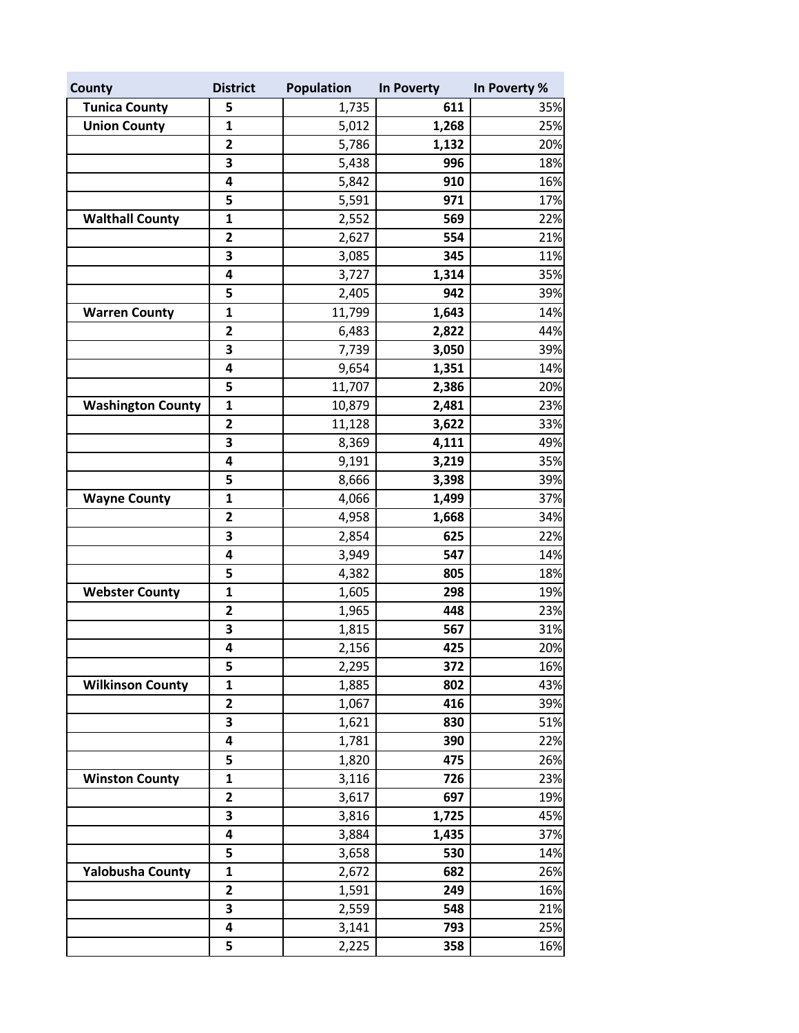| County | District | Population | In Poverty | In Poverty % |
|---|---|---|---|---|
| **Tunica County** | **5** | 1,735 | **611** | 35% |
| **Union County** | **1** | 5,012 | **1,268** | 25% |
| | **2** | 5,786 | **1,132** | 20% |
| | **3** | 5,438 | **996** | 18% |
| | **4** | 5,842 | **910** | 16% |
| | **5** | 5,591 | **971** | 17% |
| **Walthall County** | **1** | 2,552 | **569** | 22% |
| | **2** | 2,627 | **554** | 21% |
| | **3** | 3,085 | **345** | 11% |
| | **4** | 3,727 | **1,314** | 35% |
| | **5** | 2,405 | **942** | 39% |
| **Warren County** | **1** | 11,799 | **1,643** | 14% |
| | **2** | 6,483 | **2,822** | 44% |
| | **3** | 7,739 | **3,050** | 39% |
| | **4** | 9,654 | **1,351** | 14% |
| | **5** | 11,707 | **2,386** | 20% |
| **Washington County** | **1** | 10,879 | **2,481** | 23% |
| | **2** | 11,128 | **3,622** | 33% |
| | **3** | 8,369 | **4,111** | 49% |
| | **4** | 9,191 | **3,219** | 35% |
| | **5** | 8,666 | **3,398** | 39% |
| **Wayne County** | **1** | 4,066 | **1,499** | 37% |
| | **2** | 4,958 | **1,668** | 34% |
| | **3** | 2,854 | **625** | 22% |
| | **4** | 3,949 | **547** | 14% |
| | **5** | 4,382 | **805** | 18% |
| **Webster County** | **1** | 1,605 | **298** | 19% |
| | **2** | 1,965 | **448** | 23% |
| | **3** | 1,815 | **567** | 31% |
| | **4** | 2,156 | **425** | 20% |
| | **5** | 2,295 | **372** | 16% |
| **Wilkinson County** | **1** | 1,885 | **802** | 43% |
| | **2** | 1,067 | **416** | 39% |
| | **3** | 1,621 | **830** | 51% |
| | **4** | 1,781 | **390** | 22% |
| | **5** | 1,820 | **475** | 26% |
| **Winston County** | **1** | 3,116 | **726** | 23% |
| | **2** | 3,617 | **697** | 19% |
| | **3** | 3,816 | **1,725** | 45% |
| | **4** | 3,884 | **1,435** | 37% |
| | **5** | 3,658 | **530** | 14% |
| **Yalobusha County** | **1** | 2,672 | **682** | 26% |
| | **2** | 1,591 | **249** | 16% |
| | **3** | 2,559 | **548** | 21% |
| | **4** | 3,141 | **793** | 25% |
| | **5** | 2,225 | **358** | 16% |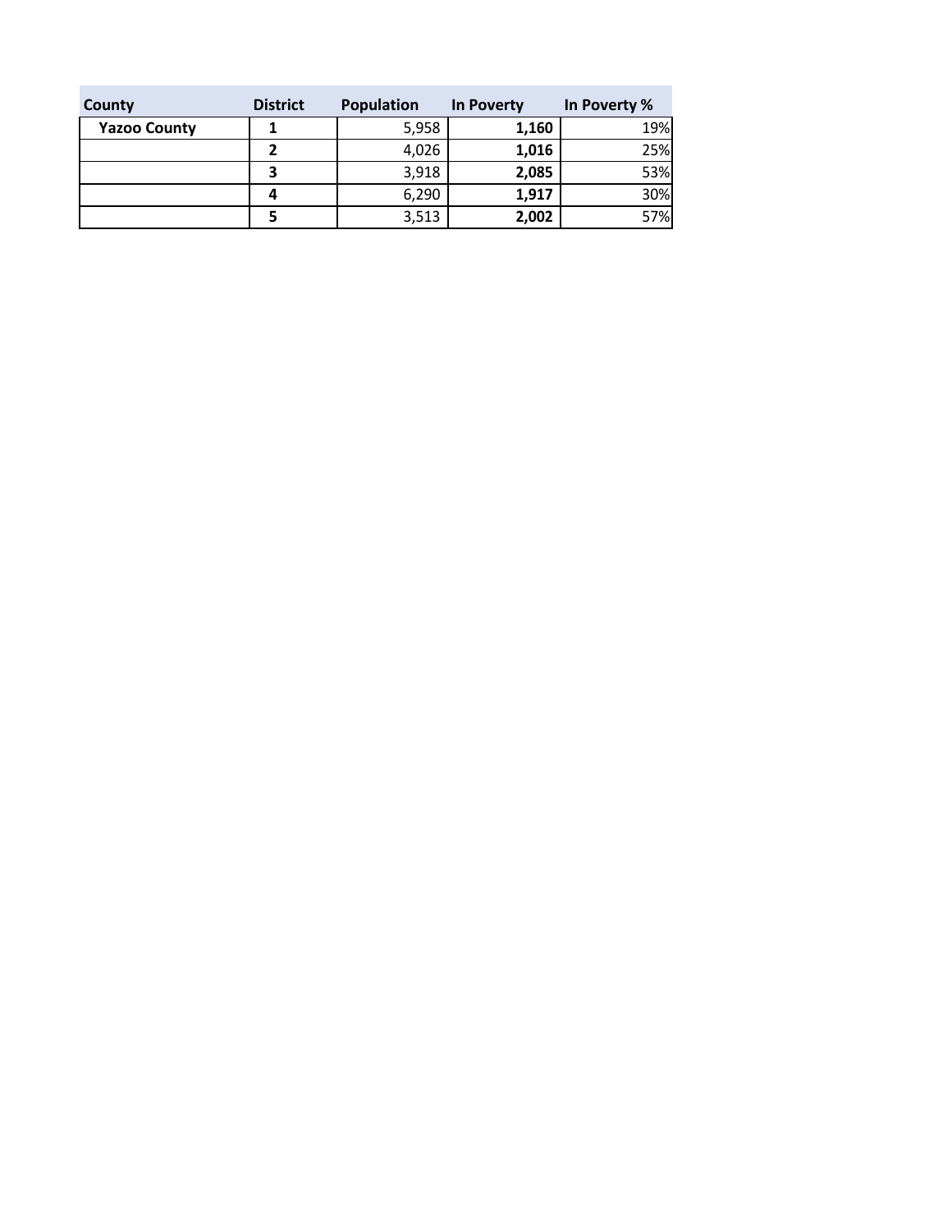| County | District | Population | In Poverty | In Poverty % |
|---|---|---|---|---|
| **Yazoo County** | **1** | 5,958 | **1,160** | 19% |
| | **2** | 4,026 | **1,016** | 25% |
| | **3** | 3,918 | **2,085** | 53% |
| | **4** | 6,290 | **1,917** | 30% |
| | **5** | 3,513 | **2,002** | 57% |